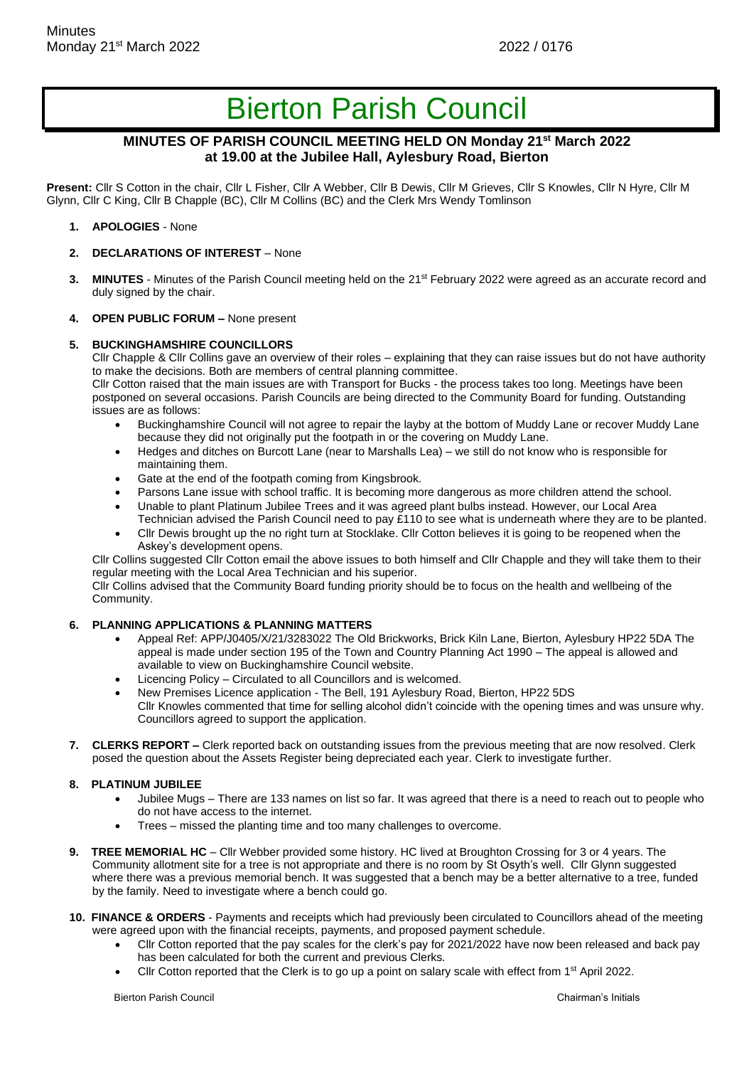# Bierton Parish Council

## MINUTES OF PARISH COUNCIL MEETING HELD ON Monday 21st March 2022 at 19.00 at the Jubilee Hall, Aylesbury Road, Bierton

**Present:** Cllr S Cotton in the chair, Cllr L Fisher, Cllr A Webber, Cllr B Dewis, Cllr M Grieves, Cllr S Knowles, Cllr N Hyre, Cllr M Glynn, Cllr C King, Cllr B Chapple (BC), Cllr M Collins (BC) and the Clerk Mrs Wendy Tomlinson

1. **APOLOGIES** - None

2. **DECLARATIONS OF INTEREST** – None

3. **MINUTES** - Minutes of the Parish Council meeting held on the 21st February 2022 were agreed as an accurate record and duly signed by the chair.

4. **OPEN PUBLIC FORUM –** None present

5. **BUCKINGHAMSHIRE COUNCILLORS**

   Cllr Chapple & Cllr Collins gave an overview of their roles – explaining that they can raise issues but do not have authority to make the decisions. Both are members of central planning committee.

   Cllr Cotton raised that the main issues are with Transport for Bucks - the process takes too long. Meetings have been postponed on several occasions. Parish Councils are being directed to the Community Board for funding. Outstanding issues are as follows:

   - Buckinghamshire Council will not agree to repair the layby at the bottom of Muddy Lane or recover Muddy Lane because they did not originally put the footpath in or the covering on Muddy Lane.
   - Hedges and ditches on Burcott Lane (near to Marshalls Lea) – we still do not know who is responsible for maintaining them.
   - Gate at the end of the footpath coming from Kingsbrook.
   - Parsons Lane issue with school traffic. It is becoming more dangerous as more children attend the school.
   - Unable to plant Platinum Jubilee Trees and it was agreed plant bulbs instead. However, our Local Area Technician advised the Parish Council need to pay £110 to see what is underneath where they are to be planted.
   - Cllr Dewis brought up the no right turn at Stocklake. Cllr Cotton believes it is going to be reopened when the Askey's development opens.

   Cllr Collins suggested Cllr Cotton email the above issues to both himself and Cllr Chapple and they will take them to their regular meeting with the Local Area Technician and his superior.

   Cllr Collins advised that the Community Board funding priority should be to focus on the health and wellbeing of the Community.

6. **PLANNING APPLICATIONS & PLANNING MATTERS**

   - Appeal Ref: APP/J0405/X/21/3283022 The Old Brickworks, Brick Kiln Lane, Bierton, Aylesbury HP22 5DA The appeal is made under section 195 of the Town and Country Planning Act 1990 – The appeal is allowed and available to view on Buckinghamshire Council website.
   - Licencing Policy – Circulated to all Councillors and is welcomed.
   - New Premises Licence application - The Bell, 191 Aylesbury Road, Bierton, HP22 5DS
     Cllr Knowles commented that time for selling alcohol didn't coincide with the opening times and was unsure why. Councillors agreed to support the application.

7. **CLERKS REPORT –** Clerk reported back on outstanding issues from the previous meeting that are now resolved. Clerk posed the question about the Assets Register being depreciated each year. Clerk to investigate further.

8. **PLATINUM JUBILEE**

   - Jubilee Mugs – There are 133 names on list so far. It was agreed that there is a need to reach out to people who do not have access to the internet.
   - Trees – missed the planting time and too many challenges to overcome.

9. **TREE MEMORIAL HC** – Cllr Webber provided some history. HC lived at Broughton Crossing for 3 or 4 years. The Community allotment site for a tree is not appropriate and there is no room by St Osyth's well. Cllr Glynn suggested where there was a previous memorial bench. It was suggested that a bench may be a better alternative to a tree, funded by the family. Need to investigate where a bench could go.

10. **FINANCE & ORDERS** - Payments and receipts which had previously been circulated to Councillors ahead of the meeting were agreed upon with the financial receipts, payments, and proposed payment schedule.

    - Cllr Cotton reported that the pay scales for the clerk's pay for 2021/2022 have now been released and back pay has been calculated for both the current and previous Clerks.
    - Cllr Cotton reported that the Clerk is to go up a point on salary scale with effect from 1st April 2022.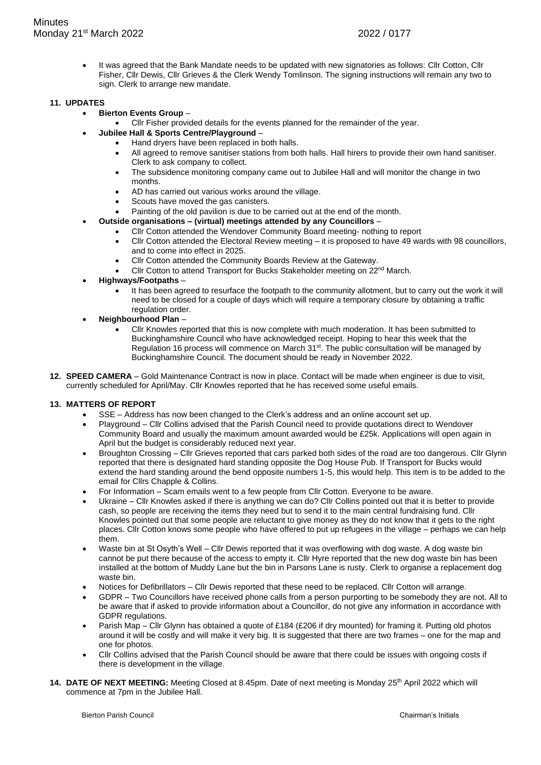- It was agreed that the Bank Mandate needs to be updated with new signatories as follows: Cllr Cotton, Cllr Fisher, Cllr Dewis, Cllr Grieves & the Clerk Wendy Tomlinson. The signing instructions will remain any two to sign. Clerk to arrange new mandate.

**11. UPDATES**

- **Bierton Events Group** –
  - Cllr Fisher provided details for the events planned for the remainder of the year.
- **Jubilee Hall & Sports Centre/Playground** –
  - Hand dryers have been replaced in both halls.
  - All agreed to remove sanitiser stations from both halls. Hall hirers to provide their own hand sanitiser. Clerk to ask company to collect.
  - The subsidence monitoring company came out to Jubilee Hall and will monitor the change in two months.
  - AD has carried out various works around the village.
  - Scouts have moved the gas canisters.
  - Painting of the old pavilion is due to be carried out at the end of the month.
- **Outside organisations – (virtual) meetings attended by any Councillors** –
  - Cllr Cotton attended the Wendover Community Board meeting- nothing to report
  - Cllr Cotton attended the Electoral Review meeting – it is proposed to have 49 wards with 98 councillors, and to come into effect in 2025.
  - Cllr Cotton attended the Community Boards Review at the Gateway.
  - Cllr Cotton to attend Transport for Bucks Stakeholder meeting on 22nd March.
- **Highways/Footpaths** –
  - It has been agreed to resurface the footpath to the community allotment, but to carry out the work it will need to be closed for a couple of days which will require a temporary closure by obtaining a traffic regulation order.
- **Neighbourhood Plan** –
  - Cllr Knowles reported that this is now complete with much moderation. It has been submitted to Buckinghamshire Council who have acknowledged receipt. Hoping to hear this week that the Regulation 16 process will commence on March 31st. The public consultation will be managed by Buckinghamshire Council. The document should be ready in November 2022.

**12. SPEED CAMERA** – Gold Maintenance Contract is now in place. Contact will be made when engineer is due to visit, currently scheduled for April/May. Cllr Knowles reported that he has received some useful emails.

**13. MATTERS OF REPORT**

- SSE – Address has now been changed to the Clerk's address and an online account set up.
- Playground – Cllr Collins advised that the Parish Council need to provide quotations direct to Wendover Community Board and usually the maximum amount awarded would be £25k. Applications will open again in April but the budget is considerably reduced next year.
- Broughton Crossing – Cllr Grieves reported that cars parked both sides of the road are too dangerous. Cllr Glynn reported that there is designated hard standing opposite the Dog House Pub. If Transport for Bucks would extend the hard standing around the bend opposite numbers 1-5, this would help. This item is to be added to the email for Cllrs Chapple & Collins.
- For Information – Scam emails went to a few people from Cllr Cotton. Everyone to be aware.
- Ukraine – Cllr Knowles asked if there is anything we can do? Cllr Collins pointed out that it is better to provide cash, so people are receiving the items they need but to send it to the main central fundraising fund. Cllr Knowles pointed out that some people are reluctant to give money as they do not know that it gets to the right places. Cllr Cotton knows some people who have offered to put up refugees in the village – perhaps we can help them.
- Waste bin at St Osyth's Well – Cllr Dewis reported that it was overflowing with dog waste. A dog waste bin cannot be put there because of the access to empty it. Cllr Hyre reported that the new dog waste bin has been installed at the bottom of Muddy Lane but the bin in Parsons Lane is rusty. Clerk to organise a replacement dog waste bin.
- Notices for Defibrillators – Cllr Dewis reported that these need to be replaced. Cllr Cotton will arrange.
- GDPR – Two Councillors have received phone calls from a person purporting to be somebody they are not. All to be aware that if asked to provide information about a Councillor, do not give any information in accordance with GDPR regulations.
- Parish Map – Cllr Glynn has obtained a quote of £184 (£206 if dry mounted) for framing it. Putting old photos around it will be costly and will make it very big. It is suggested that there are two frames – one for the map and one for photos.
- Cllr Collins advised that the Parish Council should be aware that there could be issues with ongoing costs if there is development in the village.

**14. DATE OF NEXT MEETING:** Meeting Closed at 8.45pm. Date of next meeting is Monday 25th April 2022 which will commence at 7pm in the Jubilee Hall.